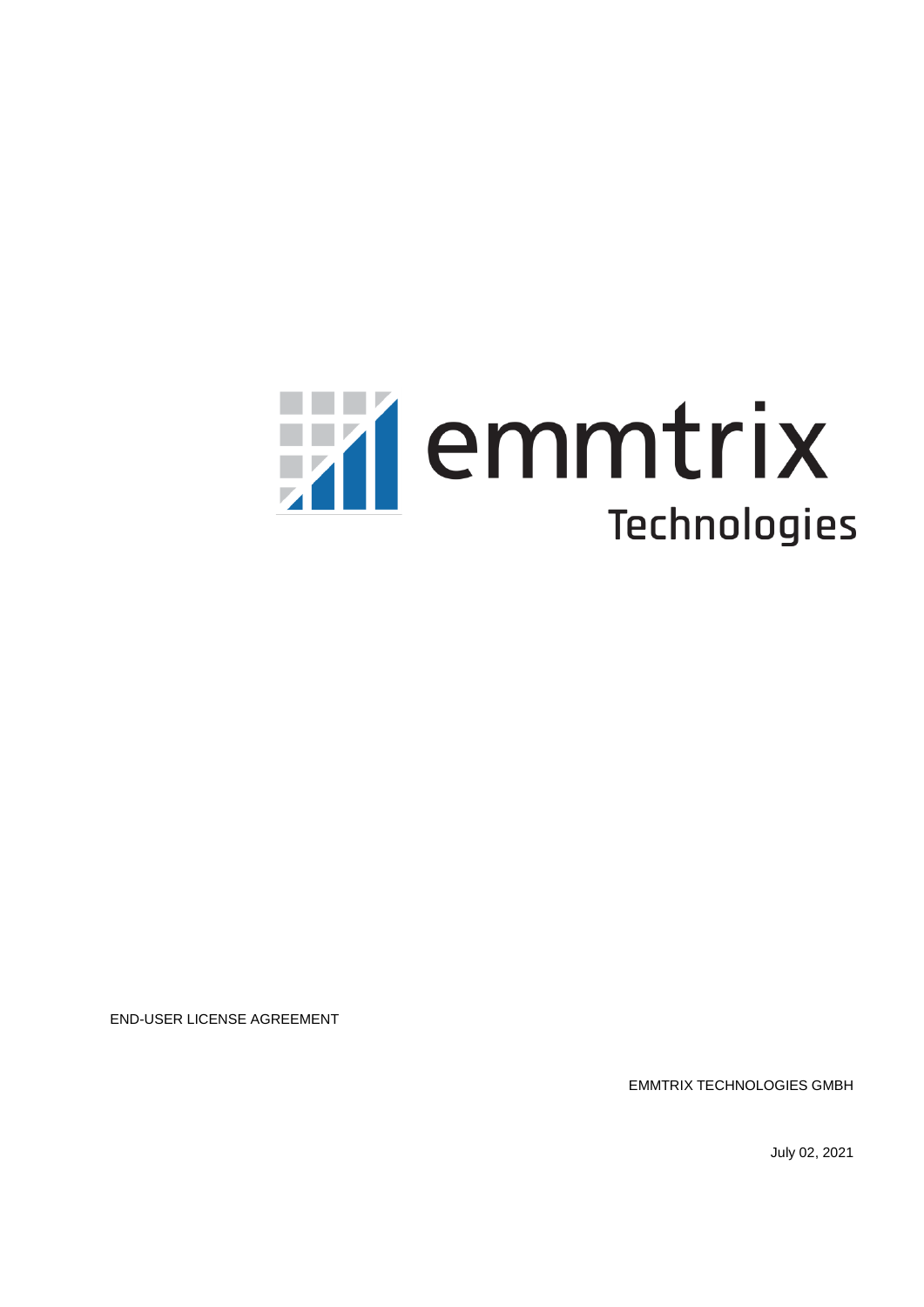emmtrix Technologies

END-USER LICENSE AGREEMENT

EMMTRIX TECHNOLOGIES GMBH

July 02, 2021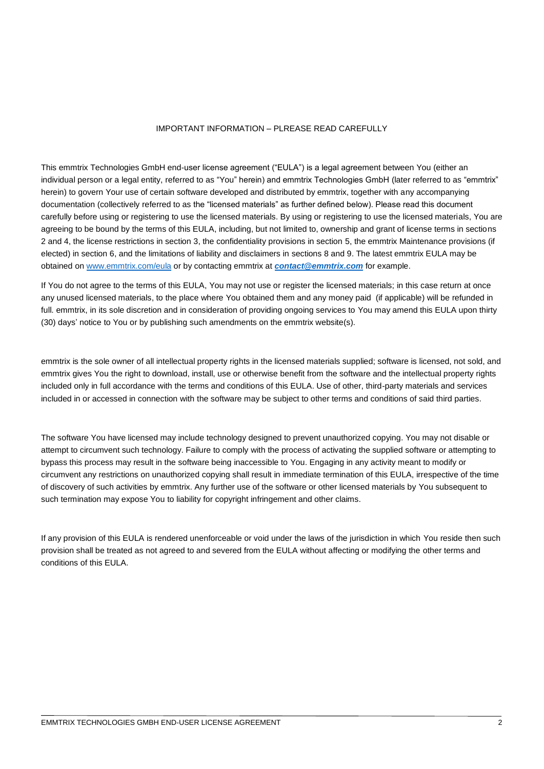IMPORTANT INFORMATION – PLREASE READ CAREFULLY

This emmtrix Technologies GmbH end-user license agreement ("EULA") is a legal agreement between You (either an individual person or a legal entity, referred to as "You" herein) and emmtrix Technologies GmbH (later referred to as "emmtrix" herein) to govern Your use of certain software developed and distributed by emmtrix, together with any accompanying documentation (collectively referred to as the "licensed materials" as further defined below). Please read this document carefully before using or registering to use the licensed materials. By using or registering to use the licensed materials, You are agreeing to be bound by the terms of this EULA, including, but not limited to, ownership and grant of license terms in sections 2 and 4, the license restrictions in section 3, the confidentiality provisions in section 5, the emmtrix Maintenance provisions (if elected) in section 6, and the limitations of liability and disclaimers in sections 8 and 9. The latest emmtrix EULA may be obtained on www.emmtrix.com/eula or by contacting emmtrix at ***contact@emmtrix.com*** for example.

If You do not agree to the terms of this EULA, You may not use or register the licensed materials; in this case return at once any unused licensed materials, to the place where You obtained them and any money paid (if applicable) will be refunded in full. emmtrix, in its sole discretion and in consideration of providing ongoing services to You may amend this EULA upon thirty (30) days' notice to You or by publishing such amendments on the emmtrix website(s).

emmtrix is the sole owner of all intellectual property rights in the licensed materials supplied; software is licensed, not sold, and emmtrix gives You the right to download, install, use or otherwise benefit from the software and the intellectual property rights included only in full accordance with the terms and conditions of this EULA. Use of other, third-party materials and services included in or accessed in connection with the software may be subject to other terms and conditions of said third parties.

The software You have licensed may include technology designed to prevent unauthorized copying. You may not disable or attempt to circumvent such technology. Failure to comply with the process of activating the supplied software or attempting to bypass this process may result in the software being inaccessible to You. Engaging in any activity meant to modify or circumvent any restrictions on unauthorized copying shall result in immediate termination of this EULA, irrespective of the time of discovery of such activities by emmtrix. Any further use of the software or other licensed materials by You subsequent to such termination may expose You to liability for copyright infringement and other claims.

If any provision of this EULA is rendered unenforceable or void under the laws of the jurisdiction in which You reside then such provision shall be treated as not agreed to and severed from the EULA without affecting or modifying the other terms and conditions of this EULA.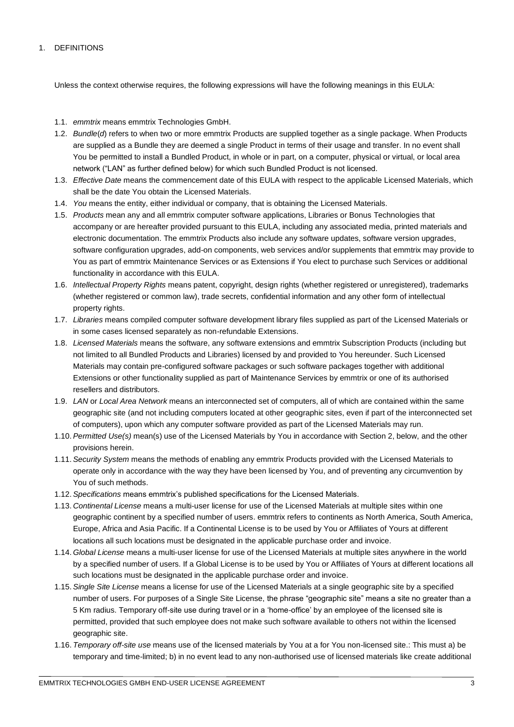## 1. DEFINITIONS

Unless the context otherwise requires, the following expressions will have the following meanings in this EULA:

1.1. *emmtrix* means emmtrix Technologies GmbH.

1.2. *Bundle*(*d*) refers to when two or more emmtrix Products are supplied together as a single package. When Products are supplied as a Bundle they are deemed a single Product in terms of their usage and transfer. In no event shall You be permitted to install a Bundled Product, in whole or in part, on a computer, physical or virtual, or local area network ("LAN" as further defined below) for which such Bundled Product is not licensed.

1.3. *Effective Date* means the commencement date of this EULA with respect to the applicable Licensed Materials, which shall be the date You obtain the Licensed Materials.

1.4. *You* means the entity, either individual or company, that is obtaining the Licensed Materials.

1.5. *Products* mean any and all emmtrix computer software applications, Libraries or Bonus Technologies that accompany or are hereafter provided pursuant to this EULA, including any associated media, printed materials and electronic documentation. The emmtrix Products also include any software updates, software version upgrades, software configuration upgrades, add-on components, web services and/or supplements that emmtrix may provide to You as part of emmtrix Maintenance Services or as Extensions if You elect to purchase such Services or additional functionality in accordance with this EULA.

1.6. *Intellectual Property Rights* means patent, copyright, design rights (whether registered or unregistered), trademarks (whether registered or common law), trade secrets, confidential information and any other form of intellectual property rights.

1.7. *Libraries* means compiled computer software development library files supplied as part of the Licensed Materials or in some cases licensed separately as non-refundable Extensions.

1.8. *Licensed Materials* means the software, any software extensions and emmtrix Subscription Products (including but not limited to all Bundled Products and Libraries) licensed by and provided to You hereunder. Such Licensed Materials may contain pre-configured software packages or such software packages together with additional Extensions or other functionality supplied as part of Maintenance Services by emmtrix or one of its authorised resellers and distributors.

1.9. *LAN* or *Local Area Network* means an interconnected set of computers, all of which are contained within the same geographic site (and not including computers located at other geographic sites, even if part of the interconnected set of computers), upon which any computer software provided as part of the Licensed Materials may run.

1.10. *Permitted Use(s)* mean(s) use of the Licensed Materials by You in accordance with Section 2, below, and the other provisions herein.

1.11. *Security System* means the methods of enabling any emmtrix Products provided with the Licensed Materials to operate only in accordance with the way they have been licensed by You, and of preventing any circumvention by You of such methods.

1.12. *Specifications* means emmtrix's published specifications for the Licensed Materials.

1.13. *Continental License* means a multi-user license for use of the Licensed Materials at multiple sites within one geographic continent by a specified number of users. emmtrix refers to continents as North America, South America, Europe, Africa and Asia Pacific. If a Continental License is to be used by You or Affiliates of Yours at different locations all such locations must be designated in the applicable purchase order and invoice.

1.14. *Global License* means a multi-user license for use of the Licensed Materials at multiple sites anywhere in the world by a specified number of users. If a Global License is to be used by You or Affiliates of Yours at different locations all such locations must be designated in the applicable purchase order and invoice.

1.15. *Single Site License* means a license for use of the Licensed Materials at a single geographic site by a specified number of users. For purposes of a Single Site License, the phrase "geographic site" means a site no greater than a 5 Km radius. Temporary off-site use during travel or in a 'home-office' by an employee of the licensed site is permitted, provided that such employee does not make such software available to others not within the licensed geographic site.

1.16. *Temporary off-site use* means use of the licensed materials by You at a for You non-licensed site.: This must a) be temporary and time-limited; b) in no event lead to any non-authorised use of licensed materials like create additional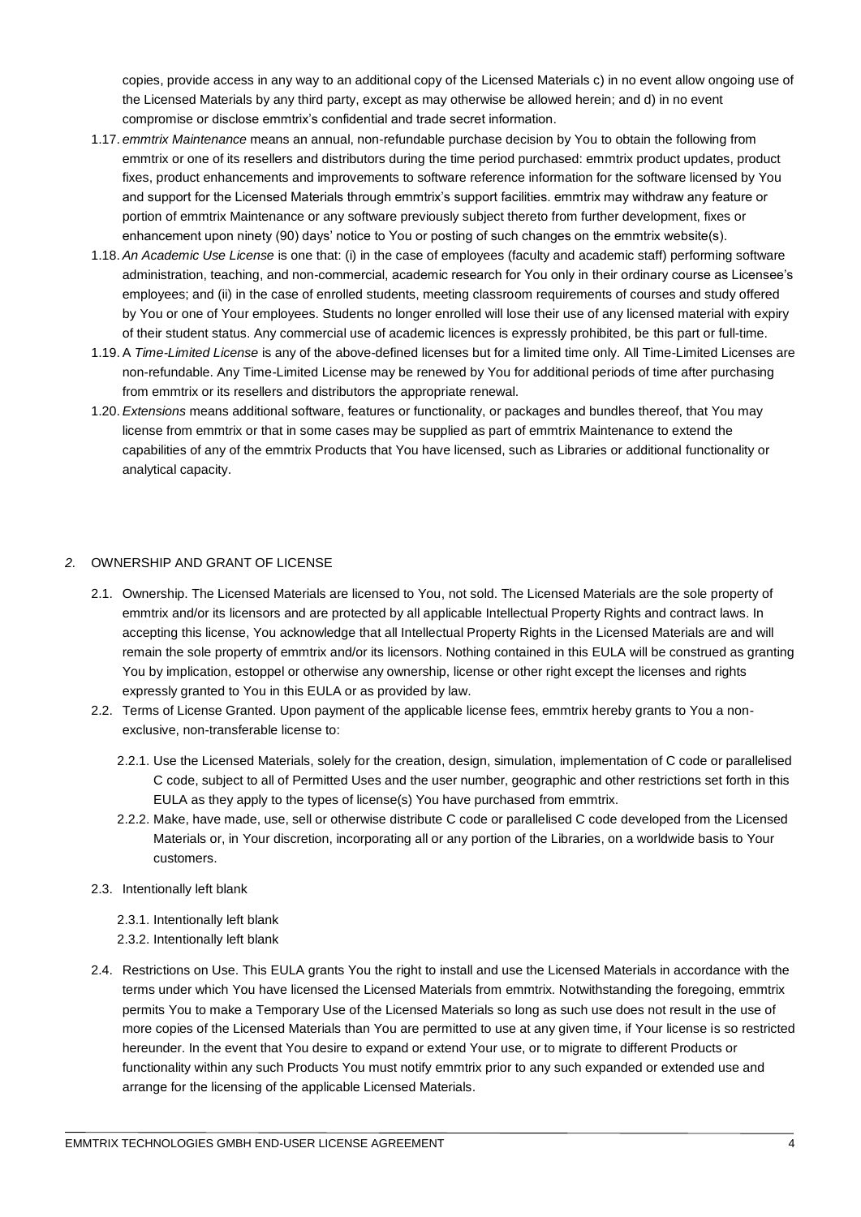copies, provide access in any way to an additional copy of the Licensed Materials c) in no event allow ongoing use of the Licensed Materials by any third party, except as may otherwise be allowed herein; and d) in no event compromise or disclose emmtrix's confidential and trade secret information.

1.17. *emmtrix Maintenance* means an annual, non-refundable purchase decision by You to obtain the following from emmtrix or one of its resellers and distributors during the time period purchased: emmtrix product updates, product fixes, product enhancements and improvements to software reference information for the software licensed by You and support for the Licensed Materials through emmtrix's support facilities. emmtrix may withdraw any feature or portion of emmtrix Maintenance or any software previously subject thereto from further development, fixes or enhancement upon ninety (90) days' notice to You or posting of such changes on the emmtrix website(s).

1.18. *An Academic Use License* is one that: (i) in the case of employees (faculty and academic staff) performing software administration, teaching, and non-commercial, academic research for You only in their ordinary course as Licensee's employees; and (ii) in the case of enrolled students, meeting classroom requirements of courses and study offered by You or one of Your employees. Students no longer enrolled will lose their use of any licensed material with expiry of their student status. Any commercial use of academic licences is expressly prohibited, be this part or full-time.

1.19. A *Time-Limited License* is any of the above-defined licenses but for a limited time only. All Time-Limited Licenses are non-refundable. Any Time-Limited License may be renewed by You for additional periods of time after purchasing from emmtrix or its resellers and distributors the appropriate renewal.

1.20. *Extensions* means additional software, features or functionality, or packages and bundles thereof, that You may license from emmtrix or that in some cases may be supplied as part of emmtrix Maintenance to extend the capabilities of any of the emmtrix Products that You have licensed, such as Libraries or additional functionality or analytical capacity.

## 2. OWNERSHIP AND GRANT OF LICENSE

2.1. Ownership. The Licensed Materials are licensed to You, not sold. The Licensed Materials are the sole property of emmtrix and/or its licensors and are protected by all applicable Intellectual Property Rights and contract laws. In accepting this license, You acknowledge that all Intellectual Property Rights in the Licensed Materials are and will remain the sole property of emmtrix and/or its licensors. Nothing contained in this EULA will be construed as granting You by implication, estoppel or otherwise any ownership, license or other right except the licenses and rights expressly granted to You in this EULA or as provided by law.

2.2. Terms of License Granted. Upon payment of the applicable license fees, emmtrix hereby grants to You a non-exclusive, non-transferable license to:

2.2.1. Use the Licensed Materials, solely for the creation, design, simulation, implementation of C code or parallelised C code, subject to all of Permitted Uses and the user number, geographic and other restrictions set forth in this EULA as they apply to the types of license(s) You have purchased from emmtrix.

2.2.2. Make, have made, use, sell or otherwise distribute C code or parallelised C code developed from the Licensed Materials or, in Your discretion, incorporating all or any portion of the Libraries, on a worldwide basis to Your customers.

2.3. Intentionally left blank

2.3.1. Intentionally left blank

2.3.2. Intentionally left blank

2.4. Restrictions on Use. This EULA grants You the right to install and use the Licensed Materials in accordance with the terms under which You have licensed the Licensed Materials from emmtrix. Notwithstanding the foregoing, emmtrix permits You to make a Temporary Use of the Licensed Materials so long as such use does not result in the use of more copies of the Licensed Materials than You are permitted to use at any given time, if Your license is so restricted hereunder. In the event that You desire to expand or extend Your use, or to migrate to different Products or functionality within any such Products You must notify emmtrix prior to any such expanded or extended use and arrange for the licensing of the applicable Licensed Materials.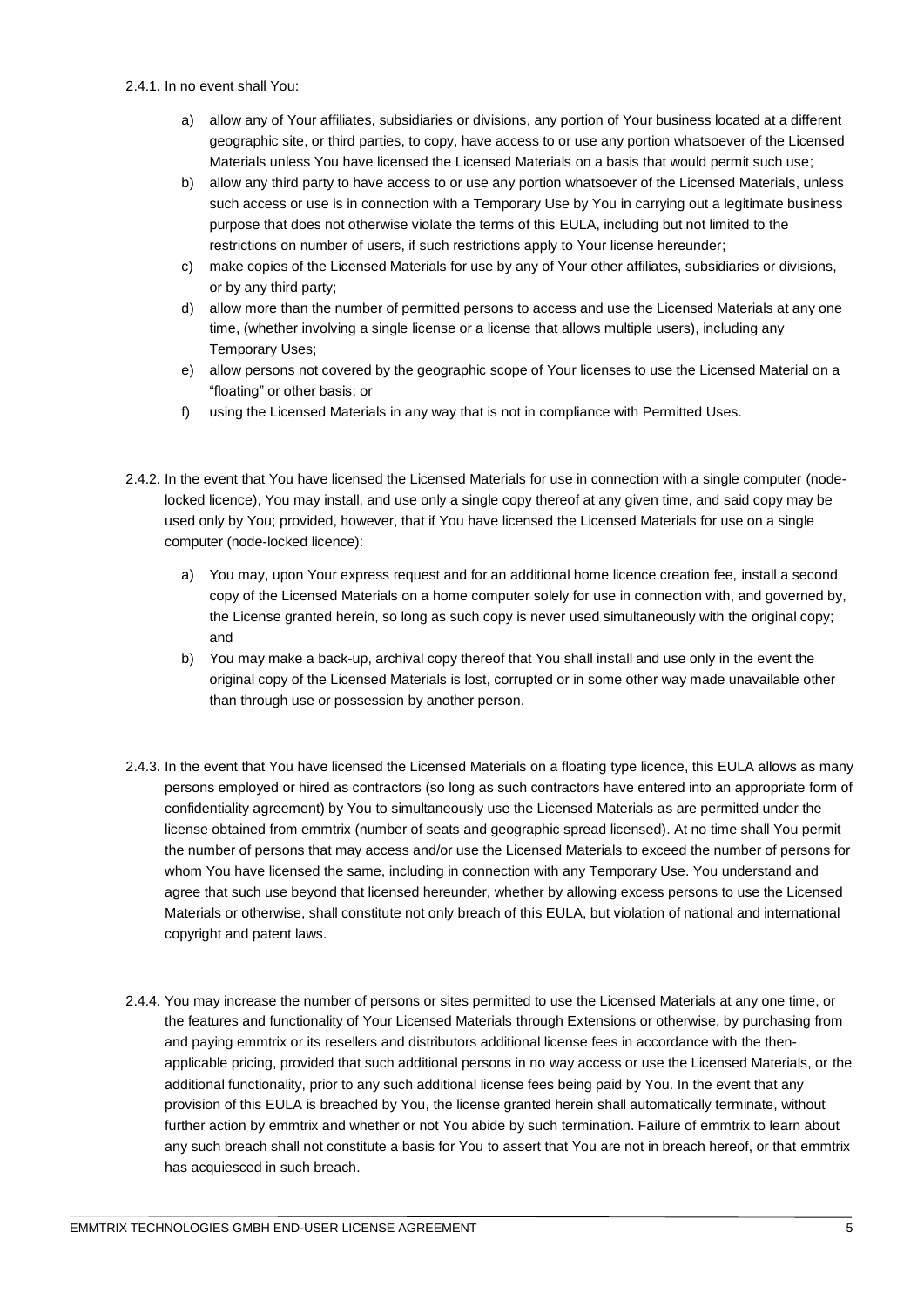2.4.1. In no event shall You:

a) allow any of Your affiliates, subsidiaries or divisions, any portion of Your business located at a different geographic site, or third parties, to copy, have access to or use any portion whatsoever of the Licensed Materials unless You have licensed the Licensed Materials on a basis that would permit such use;

b) allow any third party to have access to or use any portion whatsoever of the Licensed Materials, unless such access or use is in connection with a Temporary Use by You in carrying out a legitimate business purpose that does not otherwise violate the terms of this EULA, including but not limited to the restrictions on number of users, if such restrictions apply to Your license hereunder;

c) make copies of the Licensed Materials for use by any of Your other affiliates, subsidiaries or divisions, or by any third party;

d) allow more than the number of permitted persons to access and use the Licensed Materials at any one time, (whether involving a single license or a license that allows multiple users), including any Temporary Uses;

e) allow persons not covered by the geographic scope of Your licenses to use the Licensed Material on a "floating" or other basis; or

f) using the Licensed Materials in any way that is not in compliance with Permitted Uses.

2.4.2. In the event that You have licensed the Licensed Materials for use in connection with a single computer (node-locked licence), You may install, and use only a single copy thereof at any given time, and said copy may be used only by You; provided, however, that if You have licensed the Licensed Materials for use on a single computer (node-locked licence):

a) You may, upon Your express request and for an additional home licence creation fee, install a second copy of the Licensed Materials on a home computer solely for use in connection with, and governed by, the License granted herein, so long as such copy is never used simultaneously with the original copy; and

b) You may make a back-up, archival copy thereof that You shall install and use only in the event the original copy of the Licensed Materials is lost, corrupted or in some other way made unavailable other than through use or possession by another person.

2.4.3. In the event that You have licensed the Licensed Materials on a floating type licence, this EULA allows as many persons employed or hired as contractors (so long as such contractors have entered into an appropriate form of confidentiality agreement) by You to simultaneously use the Licensed Materials as are permitted under the license obtained from emmtrix (number of seats and geographic spread licensed). At no time shall You permit the number of persons that may access and/or use the Licensed Materials to exceed the number of persons for whom You have licensed the same, including in connection with any Temporary Use. You understand and agree that such use beyond that licensed hereunder, whether by allowing excess persons to use the Licensed Materials or otherwise, shall constitute not only breach of this EULA, but violation of national and international copyright and patent laws.

2.4.4. You may increase the number of persons or sites permitted to use the Licensed Materials at any one time, or the features and functionality of Your Licensed Materials through Extensions or otherwise, by purchasing from and paying emmtrix or its resellers and distributors additional license fees in accordance with the then-applicable pricing, provided that such additional persons in no way access or use the Licensed Materials, or the additional functionality, prior to any such additional license fees being paid by You. In the event that any provision of this EULA is breached by You, the license granted herein shall automatically terminate, without further action by emmtrix and whether or not You abide by such termination. Failure of emmtrix to learn about any such breach shall not constitute a basis for You to assert that You are not in breach hereof, or that emmtrix has acquiesced in such breach.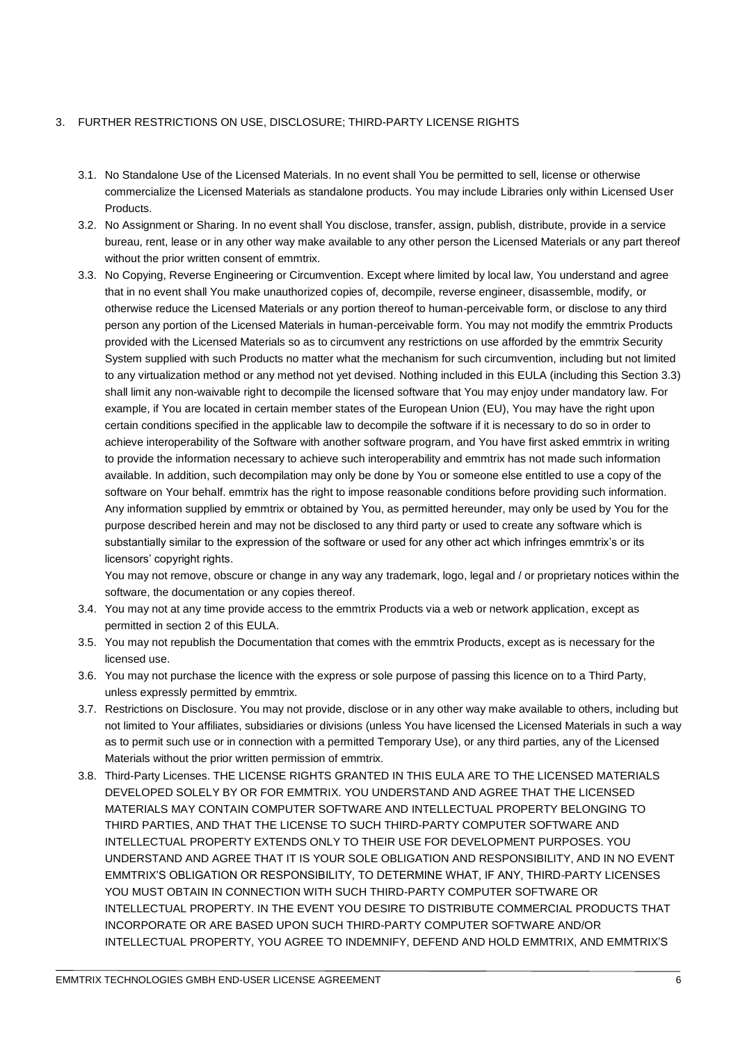3. FURTHER RESTRICTIONS ON USE, DISCLOSURE; THIRD-PARTY LICENSE RIGHTS

   3.1. No Standalone Use of the Licensed Materials. In no event shall You be permitted to sell, license or otherwise commercialize the Licensed Materials as standalone products. You may include Libraries only within Licensed User Products.

   3.2. No Assignment or Sharing. In no event shall You disclose, transfer, assign, publish, distribute, provide in a service bureau, rent, lease or in any other way make available to any other person the Licensed Materials or any part thereof without the prior written consent of emmtrix.

   3.3. No Copying, Reverse Engineering or Circumvention. Except where limited by local law, You understand and agree that in no event shall You make unauthorized copies of, decompile, reverse engineer, disassemble, modify, or otherwise reduce the Licensed Materials or any portion thereof to human-perceivable form, or disclose to any third person any portion of the Licensed Materials in human-perceivable form. You may not modify the emmtrix Products provided with the Licensed Materials so as to circumvent any restrictions on use afforded by the emmtrix Security System supplied with such Products no matter what the mechanism for such circumvention, including but not limited to any virtualization method or any method not yet devised. Nothing included in this EULA (including this Section 3.3) shall limit any non-waivable right to decompile the licensed software that You may enjoy under mandatory law. For example, if You are located in certain member states of the European Union (EU), You may have the right upon certain conditions specified in the applicable law to decompile the software if it is necessary to do so in order to achieve interoperability of the Software with another software program, and You have first asked emmtrix in writing to provide the information necessary to achieve such interoperability and emmtrix has not made such information available. In addition, such decompilation may only be done by You or someone else entitled to use a copy of the software on Your behalf. emmtrix has the right to impose reasonable conditions before providing such information. Any information supplied by emmtrix or obtained by You, as permitted hereunder, may only be used by You for the purpose described herein and may not be disclosed to any third party or used to create any software which is substantially similar to the expression of the software or used for any other act which infringes emmtrix's or its licensors' copyright rights.

   You may not remove, obscure or change in any way any trademark, logo, legal and / or proprietary notices within the software, the documentation or any copies thereof.

   3.4. You may not at any time provide access to the emmtrix Products via a web or network application, except as permitted in section 2 of this EULA.

   3.5. You may not republish the Documentation that comes with the emmtrix Products, except as is necessary for the licensed use.

   3.6. You may not purchase the licence with the express or sole purpose of passing this licence on to a Third Party, unless expressly permitted by emmtrix.

   3.7. Restrictions on Disclosure. You may not provide, disclose or in any other way make available to others, including but not limited to Your affiliates, subsidiaries or divisions (unless You have licensed the Licensed Materials in such a way as to permit such use or in connection with a permitted Temporary Use), or any third parties, any of the Licensed Materials without the prior written permission of emmtrix.

   3.8. Third-Party Licenses. THE LICENSE RIGHTS GRANTED IN THIS EULA ARE TO THE LICENSED MATERIALS DEVELOPED SOLELY BY OR FOR EMMTRIX. YOU UNDERSTAND AND AGREE THAT THE LICENSED MATERIALS MAY CONTAIN COMPUTER SOFTWARE AND INTELLECTUAL PROPERTY BELONGING TO THIRD PARTIES, AND THAT THE LICENSE TO SUCH THIRD-PARTY COMPUTER SOFTWARE AND INTELLECTUAL PROPERTY EXTENDS ONLY TO THEIR USE FOR DEVELOPMENT PURPOSES. YOU UNDERSTAND AND AGREE THAT IT IS YOUR SOLE OBLIGATION AND RESPONSIBILITY, AND IN NO EVENT EMMTRIX'S OBLIGATION OR RESPONSIBILITY, TO DETERMINE WHAT, IF ANY, THIRD-PARTY LICENSES YOU MUST OBTAIN IN CONNECTION WITH SUCH THIRD-PARTY COMPUTER SOFTWARE OR INTELLECTUAL PROPERTY. IN THE EVENT YOU DESIRE TO DISTRIBUTE COMMERCIAL PRODUCTS THAT INCORPORATE OR ARE BASED UPON SUCH THIRD-PARTY COMPUTER SOFTWARE AND/OR INTELLECTUAL PROPERTY, YOU AGREE TO INDEMNIFY, DEFEND AND HOLD EMMTRIX, AND EMMTRIX'S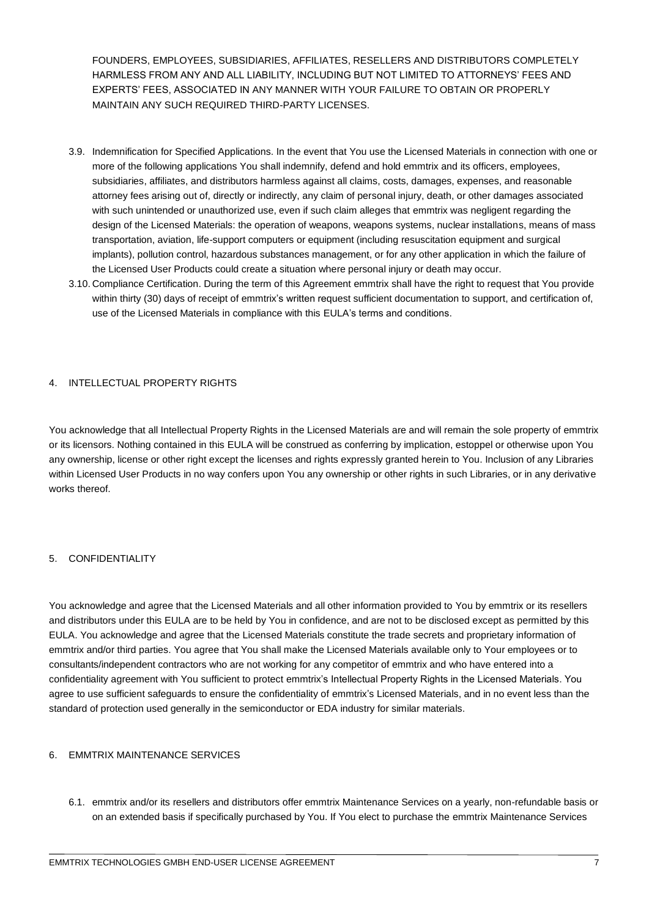FOUNDERS, EMPLOYEES, SUBSIDIARIES, AFFILIATES, RESELLERS AND DISTRIBUTORS COMPLETELY HARMLESS FROM ANY AND ALL LIABILITY, INCLUDING BUT NOT LIMITED TO ATTORNEYS' FEES AND EXPERTS' FEES, ASSOCIATED IN ANY MANNER WITH YOUR FAILURE TO OBTAIN OR PROPERLY MAINTAIN ANY SUCH REQUIRED THIRD-PARTY LICENSES.

3.9. Indemnification for Specified Applications. In the event that You use the Licensed Materials in connection with one or more of the following applications You shall indemnify, defend and hold emmtrix and its officers, employees, subsidiaries, affiliates, and distributors harmless against all claims, costs, damages, expenses, and reasonable attorney fees arising out of, directly or indirectly, any claim of personal injury, death, or other damages associated with such unintended or unauthorized use, even if such claim alleges that emmtrix was negligent regarding the design of the Licensed Materials: the operation of weapons, weapons systems, nuclear installations, means of mass transportation, aviation, life-support computers or equipment (including resuscitation equipment and surgical implants), pollution control, hazardous substances management, or for any other application in which the failure of the Licensed User Products could create a situation where personal injury or death may occur.

3.10. Compliance Certification. During the term of this Agreement emmtrix shall have the right to request that You provide within thirty (30) days of receipt of emmtrix's written request sufficient documentation to support, and certification of, use of the Licensed Materials in compliance with this EULA's terms and conditions.

## 4. INTELLECTUAL PROPERTY RIGHTS

You acknowledge that all Intellectual Property Rights in the Licensed Materials are and will remain the sole property of emmtrix or its licensors. Nothing contained in this EULA will be construed as conferring by implication, estoppel or otherwise upon You any ownership, license or other right except the licenses and rights expressly granted herein to You. Inclusion of any Libraries within Licensed User Products in no way confers upon You any ownership or other rights in such Libraries, or in any derivative works thereof.

## 5. CONFIDENTIALITY

You acknowledge and agree that the Licensed Materials and all other information provided to You by emmtrix or its resellers and distributors under this EULA are to be held by You in confidence, and are not to be disclosed except as permitted by this EULA. You acknowledge and agree that the Licensed Materials constitute the trade secrets and proprietary information of emmtrix and/or third parties. You agree that You shall make the Licensed Materials available only to Your employees or to consultants/independent contractors who are not working for any competitor of emmtrix and who have entered into a confidentiality agreement with You sufficient to protect emmtrix's Intellectual Property Rights in the Licensed Materials. You agree to use sufficient safeguards to ensure the confidentiality of emmtrix's Licensed Materials, and in no event less than the standard of protection used generally in the semiconductor or EDA industry for similar materials.

## 6. EMMTRIX MAINTENANCE SERVICES

6.1. emmtrix and/or its resellers and distributors offer emmtrix Maintenance Services on a yearly, non-refundable basis or on an extended basis if specifically purchased by You. If You elect to purchase the emmtrix Maintenance Services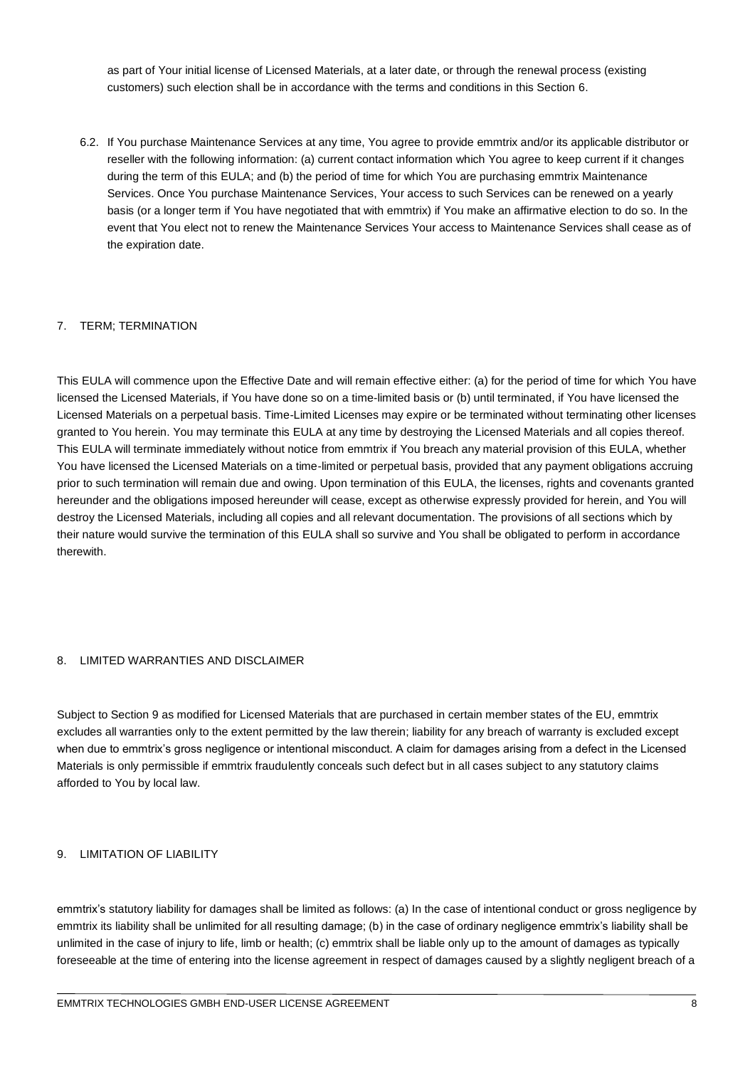as part of Your initial license of Licensed Materials, at a later date, or through the renewal process (existing customers) such election shall be in accordance with the terms and conditions in this Section 6.

6.2. If You purchase Maintenance Services at any time, You agree to provide emmtrix and/or its applicable distributor or reseller with the following information: (a) current contact information which You agree to keep current if it changes during the term of this EULA; and (b) the period of time for which You are purchasing emmtrix Maintenance Services. Once You purchase Maintenance Services, Your access to such Services can be renewed on a yearly basis (or a longer term if You have negotiated that with emmtrix) if You make an affirmative election to do so. In the event that You elect not to renew the Maintenance Services Your access to Maintenance Services shall cease as of the expiration date.

## 7. TERM; TERMINATION

This EULA will commence upon the Effective Date and will remain effective either: (a) for the period of time for which You have licensed the Licensed Materials, if You have done so on a time-limited basis or (b) until terminated, if You have licensed the Licensed Materials on a perpetual basis. Time-Limited Licenses may expire or be terminated without terminating other licenses granted to You herein. You may terminate this EULA at any time by destroying the Licensed Materials and all copies thereof. This EULA will terminate immediately without notice from emmtrix if You breach any material provision of this EULA, whether You have licensed the Licensed Materials on a time-limited or perpetual basis, provided that any payment obligations accruing prior to such termination will remain due and owing. Upon termination of this EULA, the licenses, rights and covenants granted hereunder and the obligations imposed hereunder will cease, except as otherwise expressly provided for herein, and You will destroy the Licensed Materials, including all copies and all relevant documentation. The provisions of all sections which by their nature would survive the termination of this EULA shall so survive and You shall be obligated to perform in accordance therewith.

## 8. LIMITED WARRANTIES AND DISCLAIMER

Subject to Section 9 as modified for Licensed Materials that are purchased in certain member states of the EU, emmtrix excludes all warranties only to the extent permitted by the law therein; liability for any breach of warranty is excluded except when due to emmtrix's gross negligence or intentional misconduct. A claim for damages arising from a defect in the Licensed Materials is only permissible if emmtrix fraudulently conceals such defect but in all cases subject to any statutory claims afforded to You by local law.

## 9. LIMITATION OF LIABILITY

emmtrix's statutory liability for damages shall be limited as follows: (a) In the case of intentional conduct or gross negligence by emmtrix its liability shall be unlimited for all resulting damage; (b) in the case of ordinary negligence emmtrix's liability shall be unlimited in the case of injury to life, limb or health; (c) emmtrix shall be liable only up to the amount of damages as typically foreseeable at the time of entering into the license agreement in respect of damages caused by a slightly negligent breach of a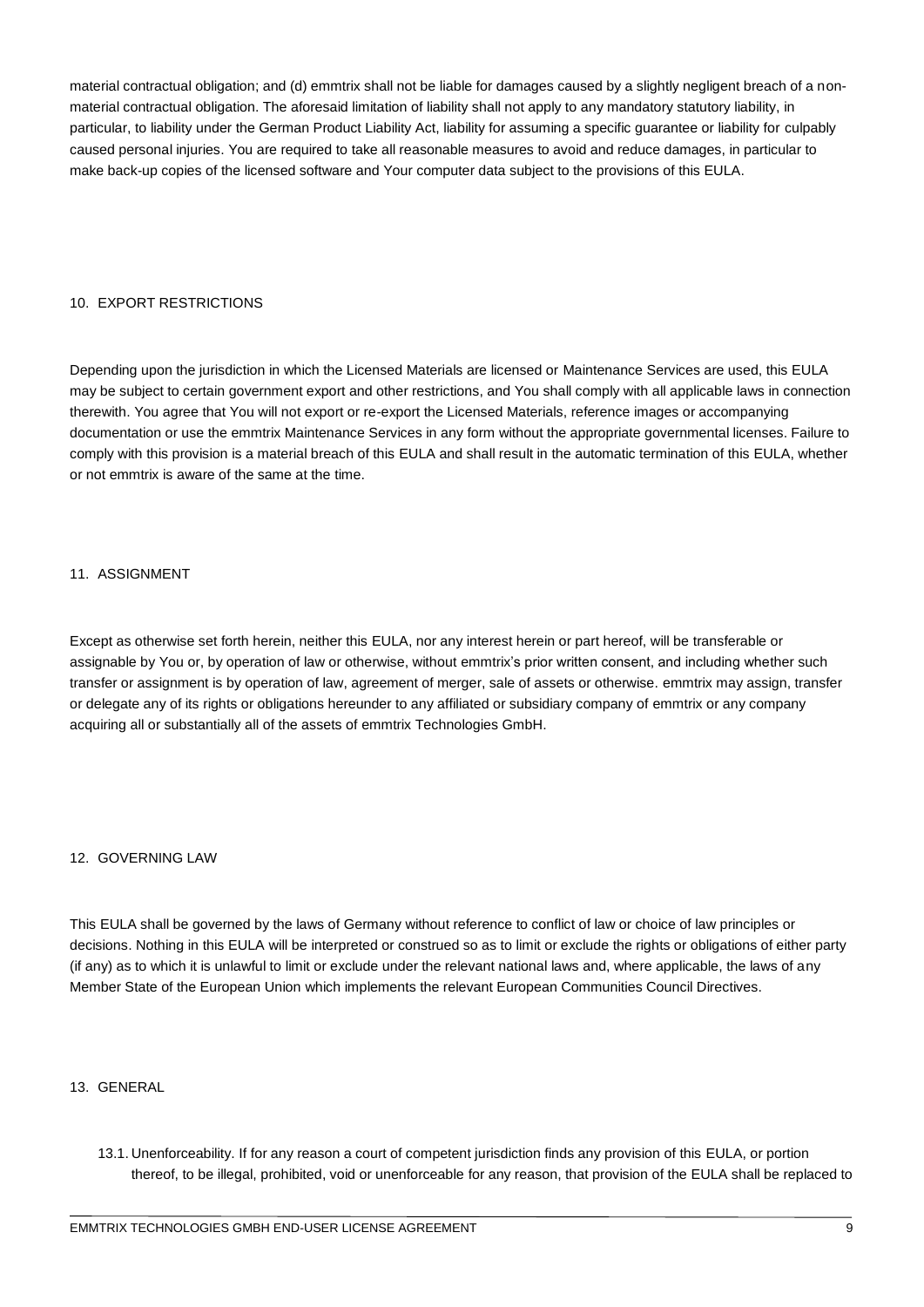material contractual obligation; and (d) emmtrix shall not be liable for damages caused by a slightly negligent breach of a non-material contractual obligation. The aforesaid limitation of liability shall not apply to any mandatory statutory liability, in particular, to liability under the German Product Liability Act, liability for assuming a specific guarantee or liability for culpably caused personal injuries. You are required to take all reasonable measures to avoid and reduce damages, in particular to make back-up copies of the licensed software and Your computer data subject to the provisions of this EULA.

## 10. EXPORT RESTRICTIONS

Depending upon the jurisdiction in which the Licensed Materials are licensed or Maintenance Services are used, this EULA may be subject to certain government export and other restrictions, and You shall comply with all applicable laws in connection therewith. You agree that You will not export or re-export the Licensed Materials, reference images or accompanying documentation or use the emmtrix Maintenance Services in any form without the appropriate governmental licenses. Failure to comply with this provision is a material breach of this EULA and shall result in the automatic termination of this EULA, whether or not emmtrix is aware of the same at the time.

## 11. ASSIGNMENT

Except as otherwise set forth herein, neither this EULA, nor any interest herein or part hereof, will be transferable or assignable by You or, by operation of law or otherwise, without emmtrix's prior written consent, and including whether such transfer or assignment is by operation of law, agreement of merger, sale of assets or otherwise. emmtrix may assign, transfer or delegate any of its rights or obligations hereunder to any affiliated or subsidiary company of emmtrix or any company acquiring all or substantially all of the assets of emmtrix Technologies GmbH.

## 12. GOVERNING LAW

This EULA shall be governed by the laws of Germany without reference to conflict of law or choice of law principles or decisions. Nothing in this EULA will be interpreted or construed so as to limit or exclude the rights or obligations of either party (if any) as to which it is unlawful to limit or exclude under the relevant national laws and, where applicable, the laws of any Member State of the European Union which implements the relevant European Communities Council Directives.

## 13. GENERAL

13.1. Unenforceability. If for any reason a court of competent jurisdiction finds any provision of this EULA, or portion thereof, to be illegal, prohibited, void or unenforceable for any reason, that provision of the EULA shall be replaced to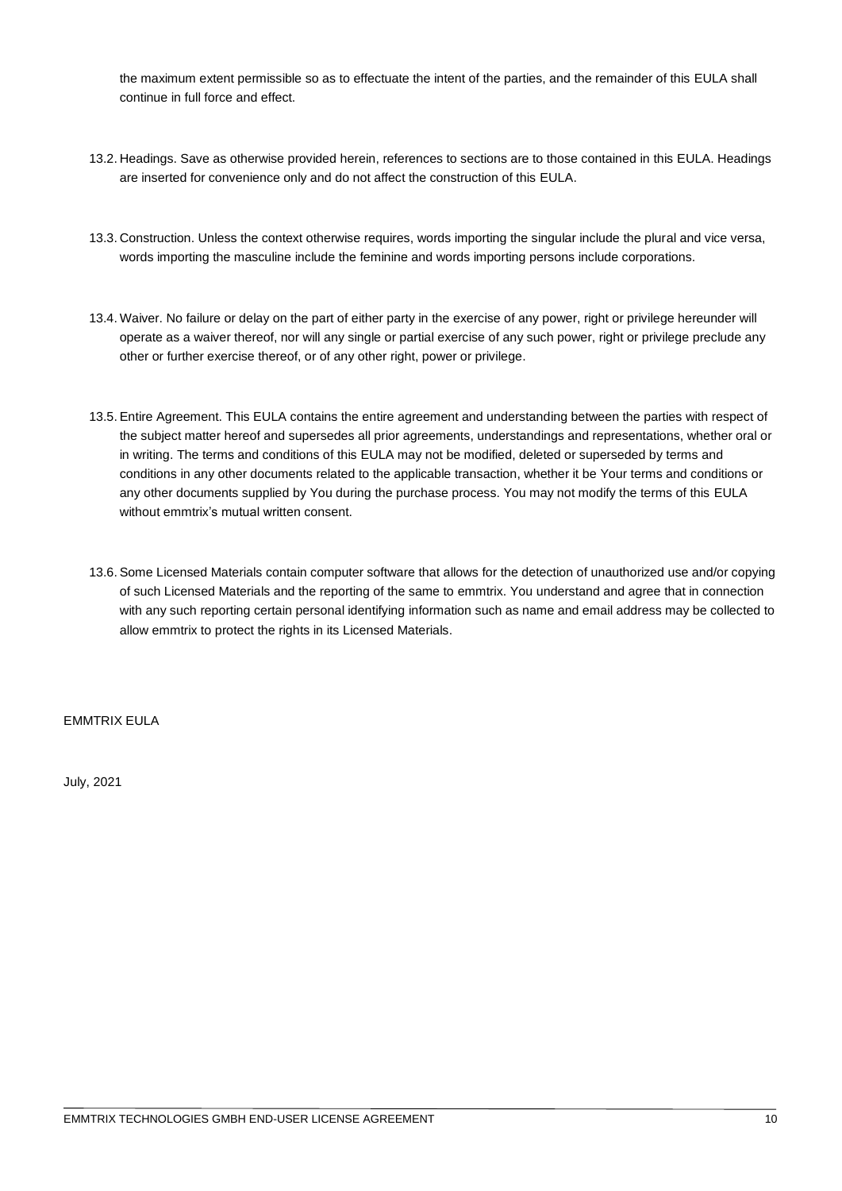the maximum extent permissible so as to effectuate the intent of the parties, and the remainder of this EULA shall continue in full force and effect.

13.2. Headings. Save as otherwise provided herein, references to sections are to those contained in this EULA. Headings are inserted for convenience only and do not affect the construction of this EULA.

13.3. Construction. Unless the context otherwise requires, words importing the singular include the plural and vice versa, words importing the masculine include the feminine and words importing persons include corporations.

13.4. Waiver. No failure or delay on the part of either party in the exercise of any power, right or privilege hereunder will operate as a waiver thereof, nor will any single or partial exercise of any such power, right or privilege preclude any other or further exercise thereof, or of any other right, power or privilege.

13.5. Entire Agreement. This EULA contains the entire agreement and understanding between the parties with respect of the subject matter hereof and supersedes all prior agreements, understandings and representations, whether oral or in writing. The terms and conditions of this EULA may not be modified, deleted or superseded by terms and conditions in any other documents related to the applicable transaction, whether it be Your terms and conditions or any other documents supplied by You during the purchase process. You may not modify the terms of this EULA without emmtrix's mutual written consent.

13.6. Some Licensed Materials contain computer software that allows for the detection of unauthorized use and/or copying of such Licensed Materials and the reporting of the same to emmtrix. You understand and agree that in connection with any such reporting certain personal identifying information such as name and email address may be collected to allow emmtrix to protect the rights in its Licensed Materials.

EMMTRIX EULA

July, 2021